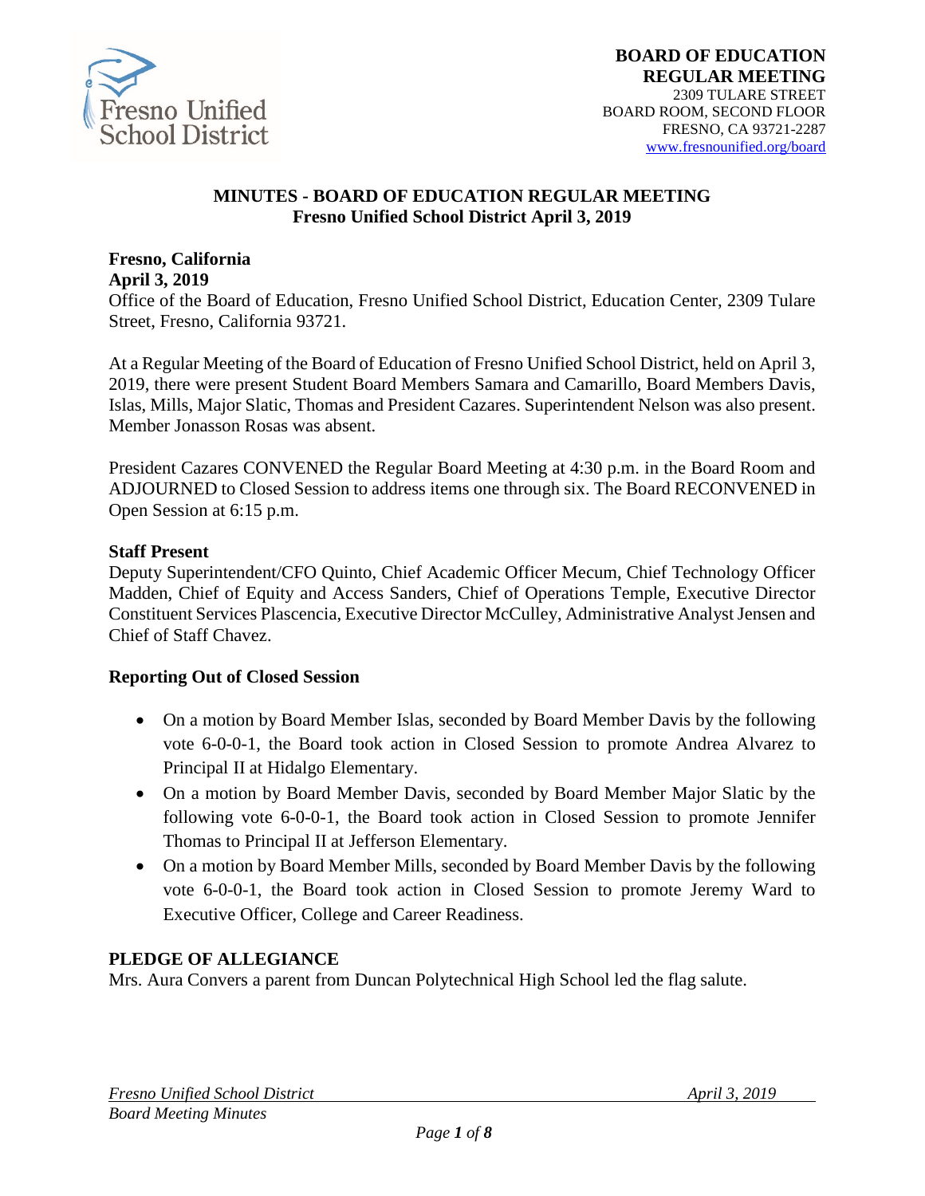**BOARD OF EDUCATION**
**REGULAR MEETING**
2309 TULARE STREET
BOARD ROOM, SECOND FLOOR
FRESNO, CA 93721-2287
www.fresnounified.org/board

# MINUTES - BOARD OF EDUCATION REGULAR MEETING
## Fresno Unified School District April 3, 2019

**Fresno, California**
**April 3, 2019**
Office of the Board of Education, Fresno Unified School District, Education Center, 2309 Tulare Street, Fresno, California 93721.

At a Regular Meeting of the Board of Education of Fresno Unified School District, held on April 3, 2019, there were present Student Board Members Samara and Camarillo, Board Members Davis, Islas, Mills, Major Slatic, Thomas and President Cazares. Superintendent Nelson was also present. Member Jonasson Rosas was absent.

President Cazares CONVENED the Regular Board Meeting at 4:30 p.m. in the Board Room and ADJOURNED to Closed Session to address items one through six. The Board RECONVENED in Open Session at 6:15 p.m.

**Staff Present**
Deputy Superintendent/CFO Quinto, Chief Academic Officer Mecum, Chief Technology Officer Madden, Chief of Equity and Access Sanders, Chief of Operations Temple, Executive Director Constituent Services Plascencia, Executive Director McCulley, Administrative Analyst Jensen and Chief of Staff Chavez.

**Reporting Out of Closed Session**

- On a motion by Board Member Islas, seconded by Board Member Davis by the following vote 6-0-0-1, the Board took action in Closed Session to promote Andrea Alvarez to Principal II at Hidalgo Elementary.
- On a motion by Board Member Davis, seconded by Board Member Major Slatic by the following vote 6-0-0-1, the Board took action in Closed Session to promote Jennifer Thomas to Principal II at Jefferson Elementary.
- On a motion by Board Member Mills, seconded by Board Member Davis by the following vote 6-0-0-1, the Board took action in Closed Session to promote Jeremy Ward to Executive Officer, College and Career Readiness.

**PLEDGE OF ALLEGIANCE**
Mrs. Aura Convers a parent from Duncan Polytechnical High School led the flag salute.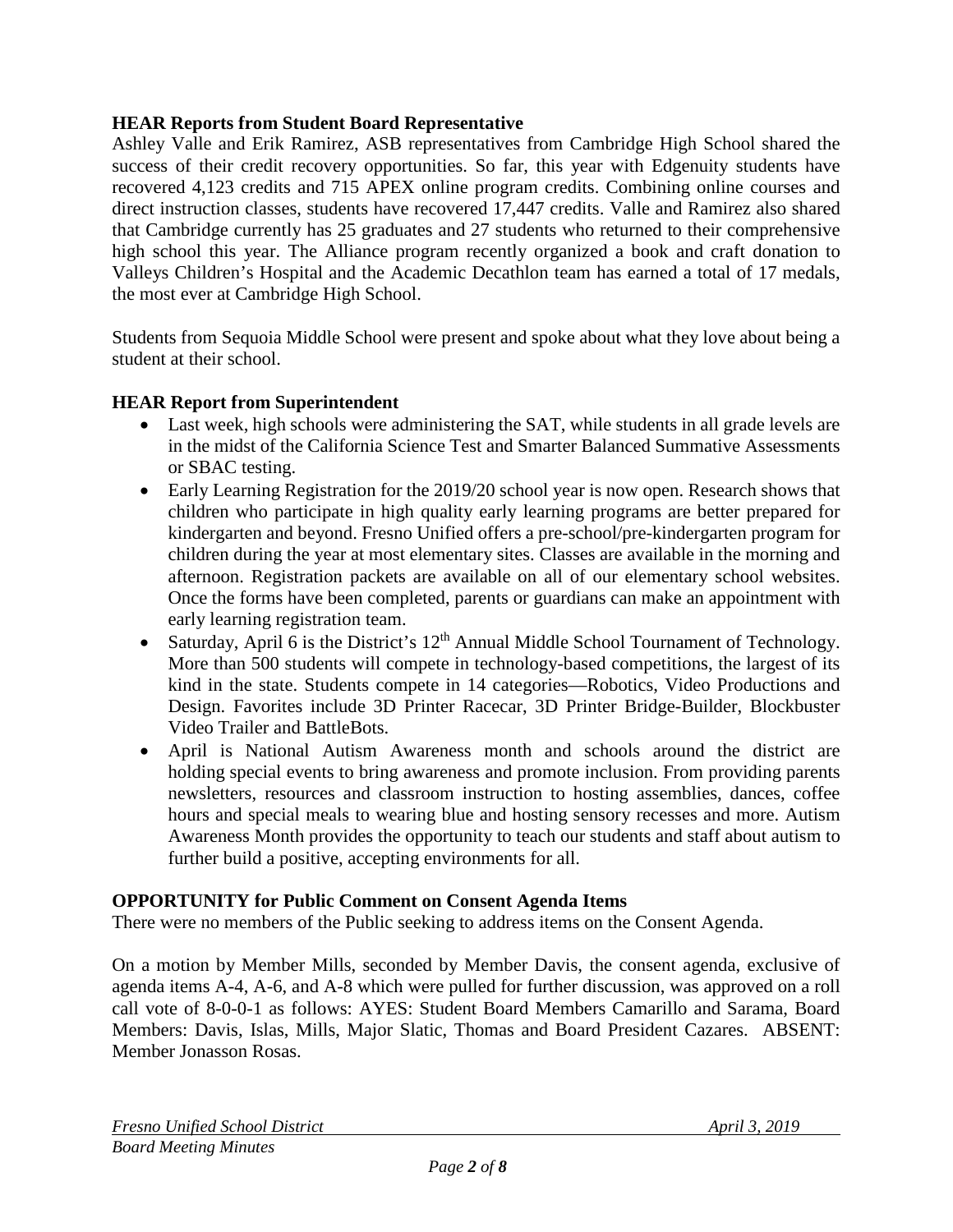**HEAR Reports from Student Board Representative**

Ashley Valle and Erik Ramirez, ASB representatives from Cambridge High School shared the success of their credit recovery opportunities. So far, this year with Edgenuity students have recovered 4,123 credits and 715 APEX online program credits. Combining online courses and direct instruction classes, students have recovered 17,447 credits. Valle and Ramirez also shared that Cambridge currently has 25 graduates and 27 students who returned to their comprehensive high school this year. The Alliance program recently organized a book and craft donation to Valleys Children's Hospital and the Academic Decathlon team has earned a total of 17 medals, the most ever at Cambridge High School.

Students from Sequoia Middle School were present and spoke about what they love about being a student at their school.

**HEAR Report from Superintendent**

- Last week, high schools were administering the SAT, while students in all grade levels are in the midst of the California Science Test and Smarter Balanced Summative Assessments or SBAC testing.
- Early Learning Registration for the 2019/20 school year is now open. Research shows that children who participate in high quality early learning programs are better prepared for kindergarten and beyond. Fresno Unified offers a pre-school/pre-kindergarten program for children during the year at most elementary sites. Classes are available in the morning and afternoon. Registration packets are available on all of our elementary school websites. Once the forms have been completed, parents or guardians can make an appointment with early learning registration team.
- Saturday, April 6 is the District's 12th Annual Middle School Tournament of Technology. More than 500 students will compete in technology-based competitions, the largest of its kind in the state. Students compete in 14 categories—Robotics, Video Productions and Design. Favorites include 3D Printer Racecar, 3D Printer Bridge-Builder, Blockbuster Video Trailer and BattleBots.
- April is National Autism Awareness month and schools around the district are holding special events to bring awareness and promote inclusion. From providing parents newsletters, resources and classroom instruction to hosting assemblies, dances, coffee hours and special meals to wearing blue and hosting sensory recesses and more. Autism Awareness Month provides the opportunity to teach our students and staff about autism to further build a positive, accepting environments for all.

**OPPORTUNITY for Public Comment on Consent Agenda Items**

There were no members of the Public seeking to address items on the Consent Agenda.

On a motion by Member Mills, seconded by Member Davis, the consent agenda, exclusive of agenda items A-4, A-6, and A-8 which were pulled for further discussion, was approved on a roll call vote of 8-0-0-1 as follows: AYES: Student Board Members Camarillo and Sarama, Board Members: Davis, Islas, Mills, Major Slatic, Thomas and Board President Cazares. ABSENT: Member Jonasson Rosas.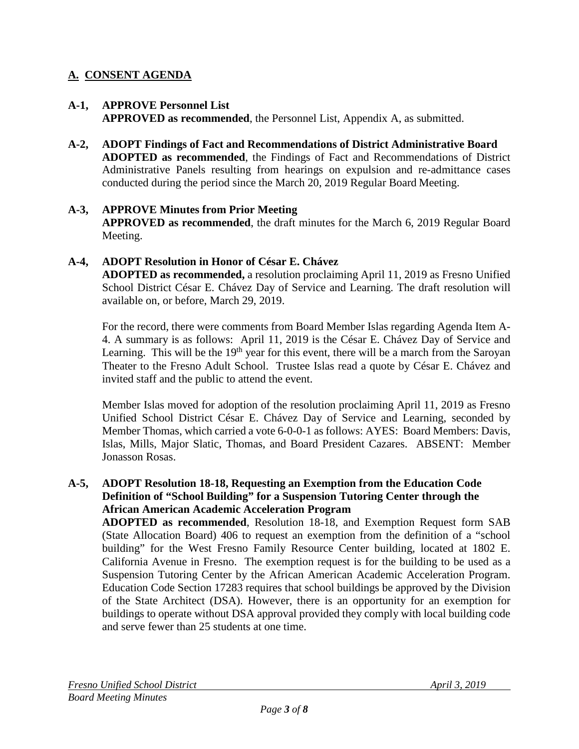## A. CONSENT AGENDA

**A-1, APPROVE Personnel List**
**APPROVED as recommended**, the Personnel List, Appendix A, as submitted.

**A-2, ADOPT Findings of Fact and Recommendations of District Administrative Board**
**ADOPTED as recommended**, the Findings of Fact and Recommendations of District Administrative Panels resulting from hearings on expulsion and re-admittance cases conducted during the period since the March 20, 2019 Regular Board Meeting.

**A-3, APPROVE Minutes from Prior Meeting**
**APPROVED as recommended**, the draft minutes for the March 6, 2019 Regular Board Meeting.

**A-4, ADOPT Resolution in Honor of César E. Chávez**
**ADOPTED as recommended,** a resolution proclaiming April 11, 2019 as Fresno Unified School District César E. Chávez Day of Service and Learning. The draft resolution will available on, or before, March 29, 2019.

For the record, there were comments from Board Member Islas regarding Agenda Item A-4. A summary is as follows: April 11, 2019 is the César E. Chávez Day of Service and Learning. This will be the 19th year for this event, there will be a march from the Saroyan Theater to the Fresno Adult School. Trustee Islas read a quote by César E. Chávez and invited staff and the public to attend the event.

Member Islas moved for adoption of the resolution proclaiming April 11, 2019 as Fresno Unified School District César E. Chávez Day of Service and Learning, seconded by Member Thomas, which carried a vote 6-0-0-1 as follows: AYES: Board Members: Davis, Islas, Mills, Major Slatic, Thomas, and Board President Cazares. ABSENT: Member Jonasson Rosas.

**A-5, ADOPT Resolution 18-18, Requesting an Exemption from the Education Code Definition of "School Building" for a Suspension Tutoring Center through the African American Academic Acceleration Program**
**ADOPTED as recommended**, Resolution 18-18, and Exemption Request form SAB (State Allocation Board) 406 to request an exemption from the definition of a "school building" for the West Fresno Family Resource Center building, located at 1802 E. California Avenue in Fresno. The exemption request is for the building to be used as a Suspension Tutoring Center by the African American Academic Acceleration Program. Education Code Section 17283 requires that school buildings be approved by the Division of the State Architect (DSA). However, there is an opportunity for an exemption for buildings to operate without DSA approval provided they comply with local building code and serve fewer than 25 students at one time.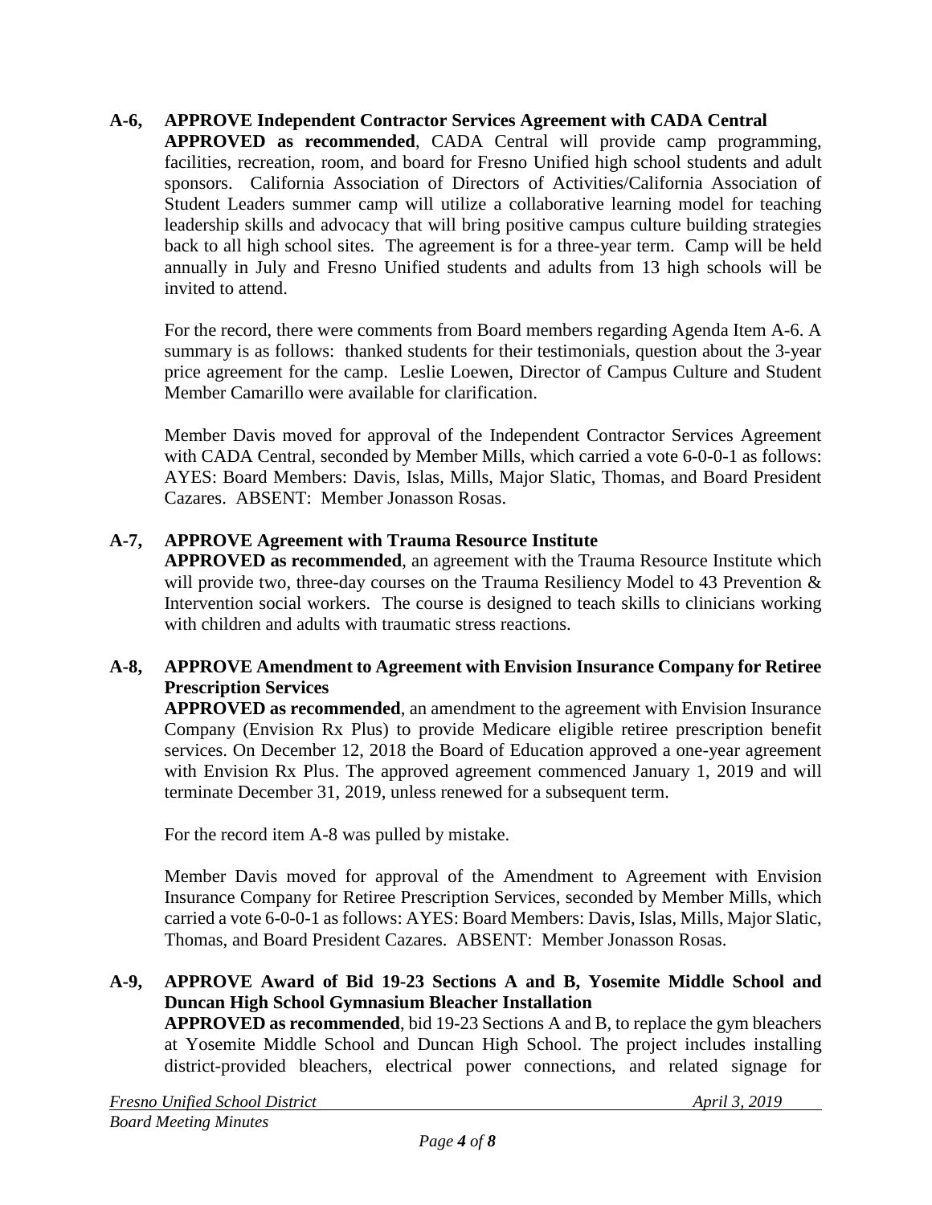**A-6, APPROVE Independent Contractor Services Agreement with CADA Central**

**APPROVED as recommended**, CADA Central will provide camp programming, facilities, recreation, room, and board for Fresno Unified high school students and adult sponsors. California Association of Directors of Activities/California Association of Student Leaders summer camp will utilize a collaborative learning model for teaching leadership skills and advocacy that will bring positive campus culture building strategies back to all high school sites. The agreement is for a three-year term. Camp will be held annually in July and Fresno Unified students and adults from 13 high schools will be invited to attend.

For the record, there were comments from Board members regarding Agenda Item A-6. A summary is as follows: thanked students for their testimonials, question about the 3-year price agreement for the camp. Leslie Loewen, Director of Campus Culture and Student Member Camarillo were available for clarification.

Member Davis moved for approval of the Independent Contractor Services Agreement with CADA Central, seconded by Member Mills, which carried a vote 6-0-0-1 as follows: AYES: Board Members: Davis, Islas, Mills, Major Slatic, Thomas, and Board President Cazares. ABSENT: Member Jonasson Rosas.

**A-7, APPROVE Agreement with Trauma Resource Institute**

**APPROVED as recommended**, an agreement with the Trauma Resource Institute which will provide two, three-day courses on the Trauma Resiliency Model to 43 Prevention & Intervention social workers. The course is designed to teach skills to clinicians working with children and adults with traumatic stress reactions.

**A-8, APPROVE Amendment to Agreement with Envision Insurance Company for Retiree Prescription Services**

**APPROVED as recommended**, an amendment to the agreement with Envision Insurance Company (Envision Rx Plus) to provide Medicare eligible retiree prescription benefit services. On December 12, 2018 the Board of Education approved a one-year agreement with Envision Rx Plus. The approved agreement commenced January 1, 2019 and will terminate December 31, 2019, unless renewed for a subsequent term.

For the record item A-8 was pulled by mistake.

Member Davis moved for approval of the Amendment to Agreement with Envision Insurance Company for Retiree Prescription Services, seconded by Member Mills, which carried a vote 6-0-0-1 as follows: AYES: Board Members: Davis, Islas, Mills, Major Slatic, Thomas, and Board President Cazares. ABSENT: Member Jonasson Rosas.

**A-9, APPROVE Award of Bid 19-23 Sections A and B, Yosemite Middle School and Duncan High School Gymnasium Bleacher Installation**

**APPROVED as recommended**, bid 19-23 Sections A and B, to replace the gym bleachers at Yosemite Middle School and Duncan High School. The project includes installing district-provided bleachers, electrical power connections, and related signage for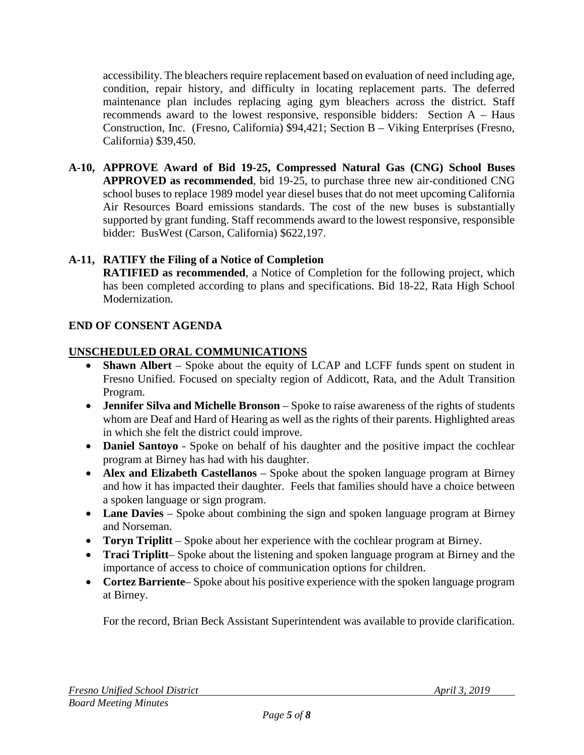accessibility. The bleachers require replacement based on evaluation of need including age, condition, repair history, and difficulty in locating replacement parts. The deferred maintenance plan includes replacing aging gym bleachers across the district. Staff recommends award to the lowest responsive, responsible bidders: Section A – Haus Construction, Inc. (Fresno, California) $94,421; Section B – Viking Enterprises (Fresno, California) $39,450.

**A-10, APPROVE Award of Bid 19-25, Compressed Natural Gas (CNG) School Buses**
**APPROVED as recommended**, bid 19-25, to purchase three new air-conditioned CNG school buses to replace 1989 model year diesel buses that do not meet upcoming California Air Resources Board emissions standards. The cost of the new buses is substantially supported by grant funding. Staff recommends award to the lowest responsive, responsible bidder: BusWest (Carson, California) $622,197.

**A-11, RATIFY the Filing of a Notice of Completion**
**RATIFIED as recommended**, a Notice of Completion for the following project, which has been completed according to plans and specifications. Bid 18-22, Rata High School Modernization.

**END OF CONSENT AGENDA**

**UNSCHEDULED ORAL COMMUNICATIONS**

- **Shawn Albert** – Spoke about the equity of LCAP and LCFF funds spent on student in Fresno Unified. Focused on specialty region of Addicott, Rata, and the Adult Transition Program.
- **Jennifer Silva and Michelle Bronson** – Spoke to raise awareness of the rights of students whom are Deaf and Hard of Hearing as well as the rights of their parents. Highlighted areas in which she felt the district could improve.
- **Daniel Santoyo** - Spoke on behalf of his daughter and the positive impact the cochlear program at Birney has had with his daughter.
- **Alex and Elizabeth Castellanos** – Spoke about the spoken language program at Birney and how it has impacted their daughter. Feels that families should have a choice between a spoken language or sign program.
- **Lane Davies** – Spoke about combining the sign and spoken language program at Birney and Norseman.
- **Toryn Triplitt** – Spoke about her experience with the cochlear program at Birney.
- **Traci Triplitt**– Spoke about the listening and spoken language program at Birney and the importance of access to choice of communication options for children.
- **Cortez Barriente**– Spoke about his positive experience with the spoken language program at Birney.

For the record, Brian Beck Assistant Superintendent was available to provide clarification.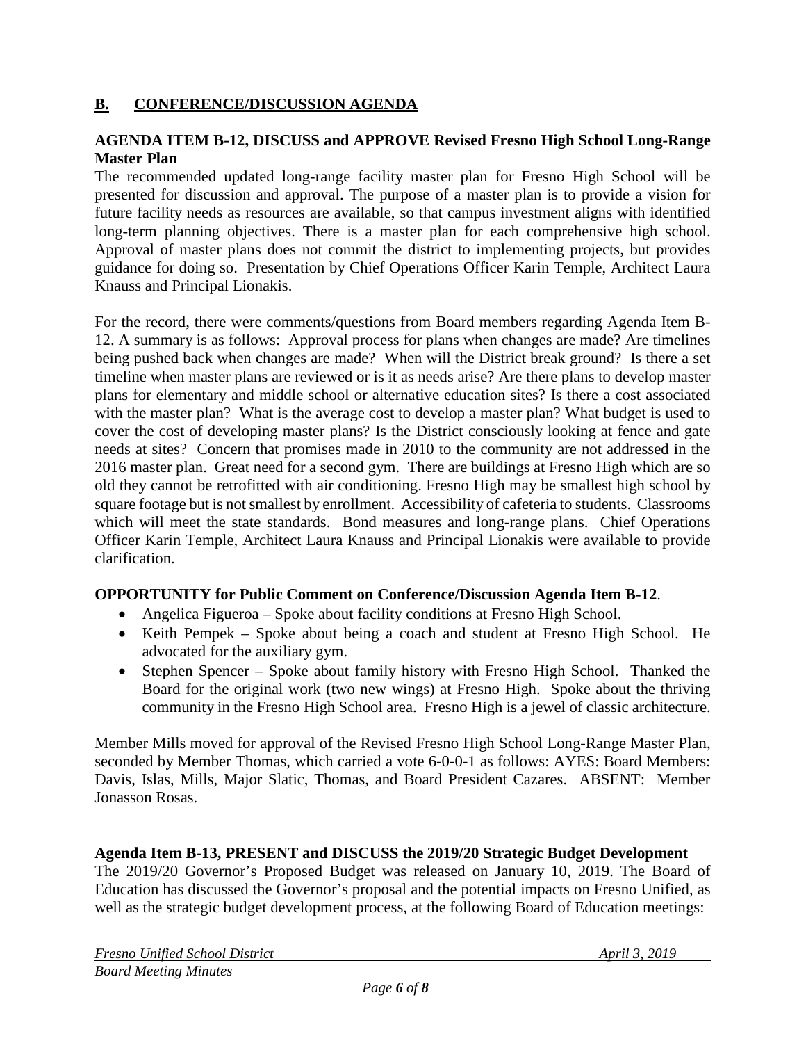## B. CONFERENCE/DISCUSSION AGENDA

**AGENDA ITEM B-12, DISCUSS and APPROVE Revised Fresno High School Long-Range Master Plan**

The recommended updated long-range facility master plan for Fresno High School will be presented for discussion and approval. The purpose of a master plan is to provide a vision for future facility needs as resources are available, so that campus investment aligns with identified long-term planning objectives. There is a master plan for each comprehensive high school. Approval of master plans does not commit the district to implementing projects, but provides guidance for doing so. Presentation by Chief Operations Officer Karin Temple, Architect Laura Knauss and Principal Lionakis.

For the record, there were comments/questions from Board members regarding Agenda Item B-12. A summary is as follows: Approval process for plans when changes are made? Are timelines being pushed back when changes are made? When will the District break ground? Is there a set timeline when master plans are reviewed or is it as needs arise? Are there plans to develop master plans for elementary and middle school or alternative education sites? Is there a cost associated with the master plan? What is the average cost to develop a master plan? What budget is used to cover the cost of developing master plans? Is the District consciously looking at fence and gate needs at sites? Concern that promises made in 2010 to the community are not addressed in the 2016 master plan. Great need for a second gym. There are buildings at Fresno High which are so old they cannot be retrofitted with air conditioning. Fresno High may be smallest high school by square footage but is not smallest by enrollment. Accessibility of cafeteria to students. Classrooms which will meet the state standards. Bond measures and long-range plans. Chief Operations Officer Karin Temple, Architect Laura Knauss and Principal Lionakis were available to provide clarification.

**OPPORTUNITY for Public Comment on Conference/Discussion Agenda Item B-12**.

- Angelica Figueroa – Spoke about facility conditions at Fresno High School.
- Keith Pempek – Spoke about being a coach and student at Fresno High School. He advocated for the auxiliary gym.
- Stephen Spencer – Spoke about family history with Fresno High School. Thanked the Board for the original work (two new wings) at Fresno High. Spoke about the thriving community in the Fresno High School area. Fresno High is a jewel of classic architecture.

Member Mills moved for approval of the Revised Fresno High School Long-Range Master Plan, seconded by Member Thomas, which carried a vote 6-0-0-1 as follows: AYES: Board Members: Davis, Islas, Mills, Major Slatic, Thomas, and Board President Cazares. ABSENT: Member Jonasson Rosas.

**Agenda Item B-13, PRESENT and DISCUSS the 2019/20 Strategic Budget Development**

The 2019/20 Governor's Proposed Budget was released on January 10, 2019. The Board of Education has discussed the Governor's proposal and the potential impacts on Fresno Unified, as well as the strategic budget development process, at the following Board of Education meetings: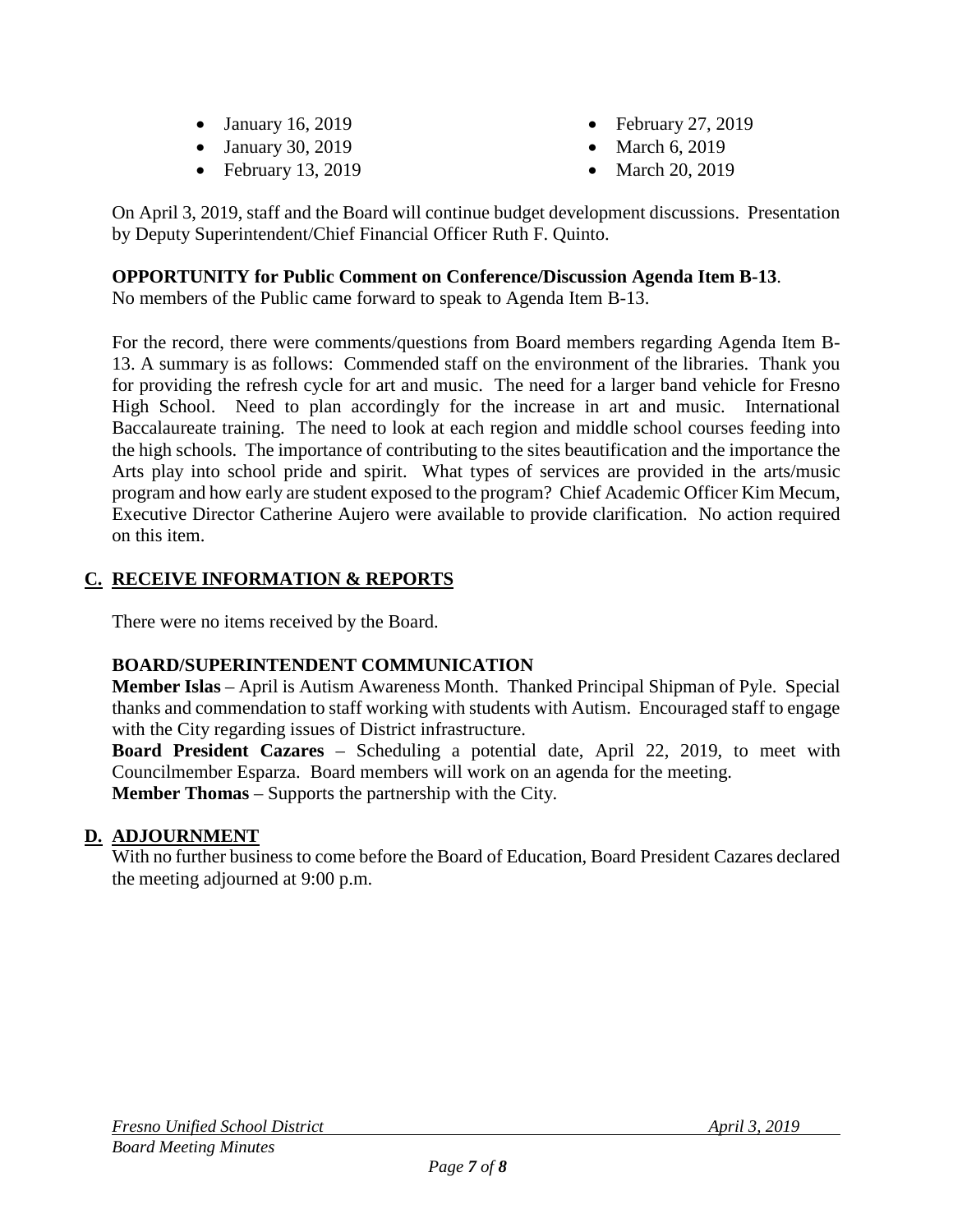- January 16, 2019
- January 30, 2019
- February 13, 2019
- February 27, 2019
- March 6, 2019
- March 20, 2019

On April 3, 2019, staff and the Board will continue budget development discussions. Presentation by Deputy Superintendent/Chief Financial Officer Ruth F. Quinto.

**OPPORTUNITY for Public Comment on Conference/Discussion Agenda Item B-13**.
No members of the Public came forward to speak to Agenda Item B-13.

For the record, there were comments/questions from Board members regarding Agenda Item B-13. A summary is as follows: Commended staff on the environment of the libraries. Thank you for providing the refresh cycle for art and music. The need for a larger band vehicle for Fresno High School. Need to plan accordingly for the increase in art and music. International Baccalaureate training. The need to look at each region and middle school courses feeding into the high schools. The importance of contributing to the sites beautification and the importance the Arts play into school pride and spirit. What types of services are provided in the arts/music program and how early are student exposed to the program? Chief Academic Officer Kim Mecum, Executive Director Catherine Aujero were available to provide clarification. No action required on this item.

## C. RECEIVE INFORMATION & REPORTS

There were no items received by the Board.

### BOARD/SUPERINTENDENT COMMUNICATION

**Member Islas** – April is Autism Awareness Month. Thanked Principal Shipman of Pyle. Special thanks and commendation to staff working with students with Autism. Encouraged staff to engage with the City regarding issues of District infrastructure.

**Board President Cazares** – Scheduling a potential date, April 22, 2019, to meet with Councilmember Esparza. Board members will work on an agenda for the meeting.

**Member Thomas** – Supports the partnership with the City.

## D. ADJOURNMENT

With no further business to come before the Board of Education, Board President Cazares declared the meeting adjourned at 9:00 p.m.